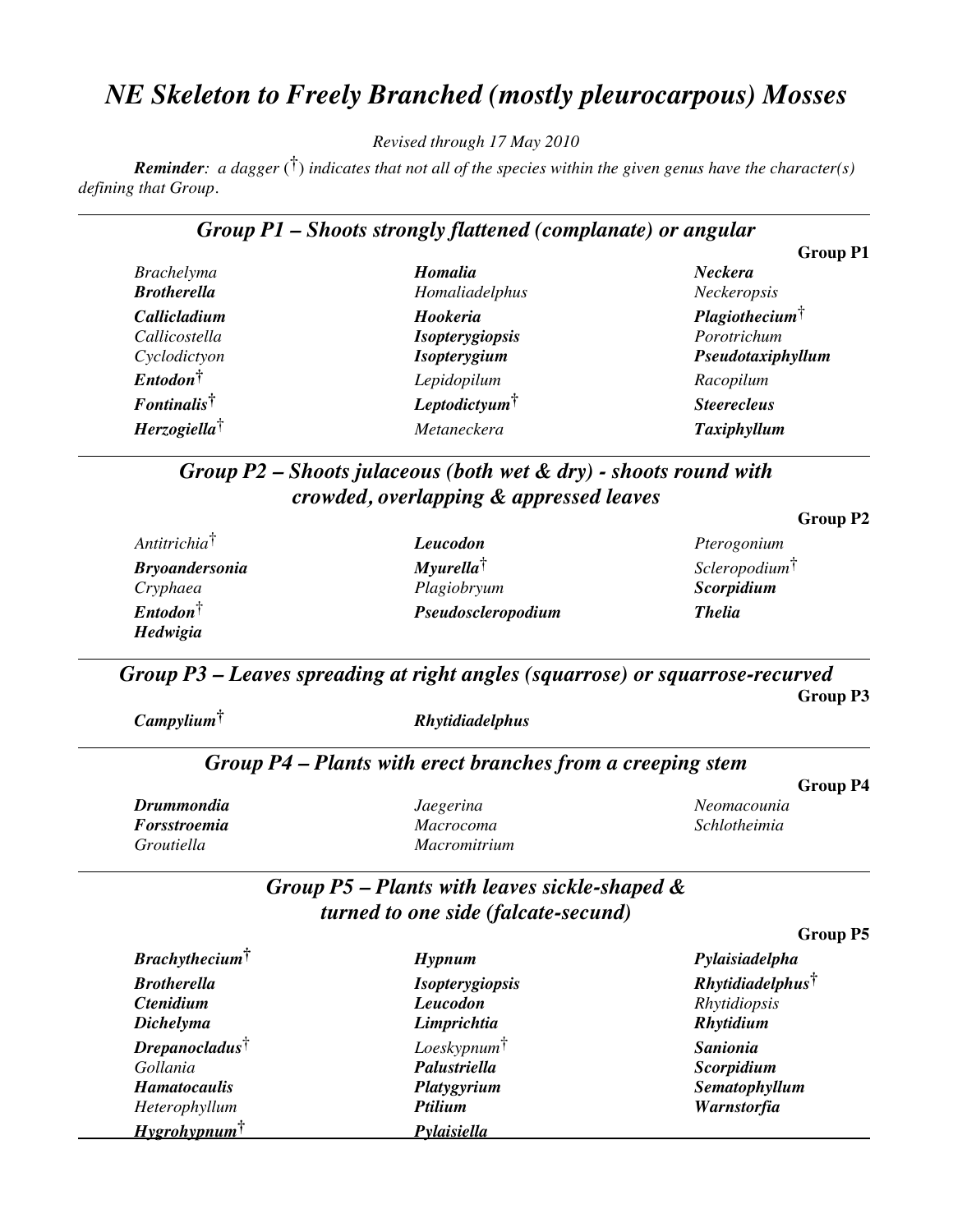# *NE Skeleton to Freely Branched (mostly pleurocarpous) Mosses*

*Revised through 17 May 2010*

***Reminder****: a dagger (†) indicates that not all of the species within the given genus have the character(s) defining that Group.*

## *Group P1 – Shoots strongly flattened (complanate) or angular*

**Group P1**

*Brachelyma*
***Brotherella***
***Callicladium***
*Callicostella*
*Cyclodictyon*
***Entodon***†
***Fontinalis***†
***Herzogiella***†
***Homalia***
*Homaliadelphus*
***Hookeria***
***Isopterygiopsis***
***Isopterygium***
*Lepidopilum*
***Leptodictyum***†
*Metaneckera*
***Neckera***
*Neckeropsis*
***Plagiothecium***†
*Porotrichum*
***Pseudotaxiphyllum***
*Racopilum*
***Steerecleus***
***Taxiphyllum***

## *Group P2 – Shoots julaceous (both wet & dry) - shoots round with crowded, overlapping & appressed leaves*

**Group P2**

*Antitrichia*†
***Bryoandersonia***
*Cryphaea*
***Entodon***†
***Hedwigia***
***Leucodon***
***Myurella***†
*Plagiobryum*
***Pseudoscleropodium***
*Pterogonium*
*Scleropodium*†
***Scorpidium***
***Thelia***

## *Group P3 – Leaves spreading at right angles (squarrose) or squarrose-recurved*

**Group P3**

***Campylium***†
***Rhytidiadelphus***

## *Group P4 – Plants with erect branches from a creeping stem*

**Group P4**

***Drummondia***
***Forsstroemia***
*Groutiella*
*Jaegerina*
*Macrocoma*
*Macromitrium*
*Neomacounia*
*Schlotheimia*

## *Group P5 – Plants with leaves sickle-shaped & turned to one side (falcate-secund)*

**Group P5**

***Brachythecium***†
***Brotherella***
***Ctenidium***
***Dichelyma***
***Drepanocladus***†
*Gollania*
***Hamatocaulis***
*Heterophyllum*
***Hygrohypnum***†
***Hypnum***
***Isopterygiopsis***
***Leucodon***
***Limprichtia***
*Loeskypnum*†
***Palustriella***
***Platygyrium***
***Ptilium***
***Pylaisiella***
***Pylaisiadelpha***
***Rhytidiadelphus***†
*Rhytidiopsis*
***Rhytidium***
***Sanionia***
***Scorpidium***
***Sematophyllum***
***Warnstorfia***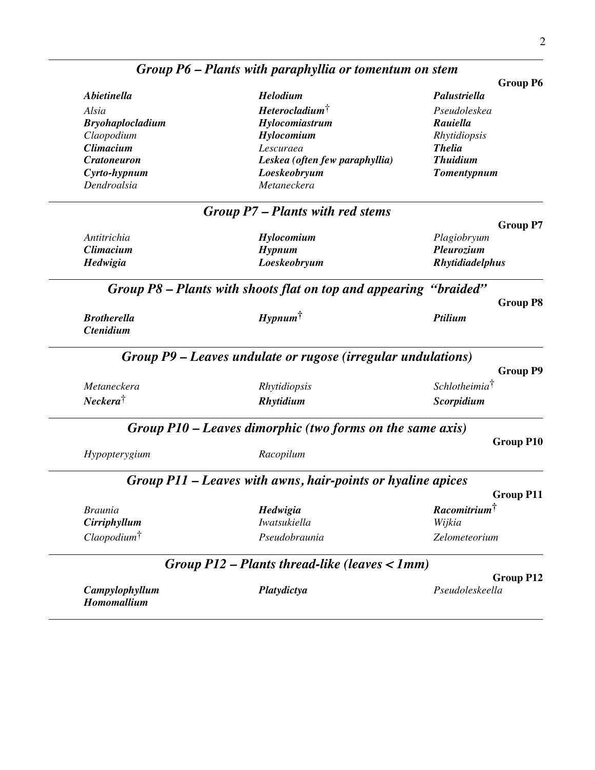## *Group P6 – Plants with paraphyllia or tomentum on stem*

**Group P6**

| | | |
|---|---|---|
| ***Abietinella*** | ***Helodium*** | ***Palustriella*** |
| *Alsia* | ***Heterocladium***† | *Pseudoleskea* |
| ***Bryohaplocladium*** | ***Hylocomiastrum*** | ***Rauiella*** |
| *Claopodium* | ***Hylocomium*** | *Rhytidiopsis* |
| ***Climacium*** | *Lescuraea* | ***Thelia*** |
| ***Cratoneuron*** | ***Leskea (often few paraphyllia)*** | ***Thuidium*** |
| ***Cyrto-hypnum*** | ***Loeskeobryum*** | ***Tomentypnum*** |
| *Dendroalsia* | *Metaneckera* | |

## *Group P7 – Plants with red stems*

**Group P7**

| | | |
|---|---|---|
| *Antitrichia* | ***Hylocomium*** | *Plagiobryum* |
| ***Climacium*** | ***Hypnum*** | ***Pleurozium*** |
| ***Hedwigia*** | ***Loeskeobryum*** | ***Rhytidiadelphus*** |

## *Group P8 – Plants with shoots flat on top and appearing "braided"*

**Group P8**

| | | |
|---|---|---|
| ***Brotherella*** | ***Hypnum***† | ***Ptilium*** |
| ***Ctenidium*** | | |

## *Group P9 – Leaves undulate or rugose (irregular undulations)*

**Group P9**

| | | |
|---|---|---|
| *Metaneckera* | *Rhytidiopsis* | *Schlotheimia*† |
| ***Neckera***† | ***Rhytidium*** | ***Scorpidium*** |

## *Group P10 – Leaves dimorphic (two forms on the same axis)*

**Group P10**

| | |
|---|---|
| *Hypopterygium* | *Racopilum* |

## *Group P11 – Leaves with awns, hair-points or hyaline apices*

**Group P11**

| | | |
|---|---|---|
| *Braunia* | ***Hedwigia*** | ***Racomitrium***† |
| ***Cirriphyllum*** | *Iwatsukiella* | *Wijkia* |
| *Claopodium*† | *Pseudobraunia* | *Zelometeorium* |

## *Group P12 – Plants thread-like (leaves < 1mm)*

**Group P12**

| | | |
|---|---|---|
| ***Campylophyllum*** | ***Platydictya*** | *Pseudoleskeella* |
| ***Homomallium*** | | |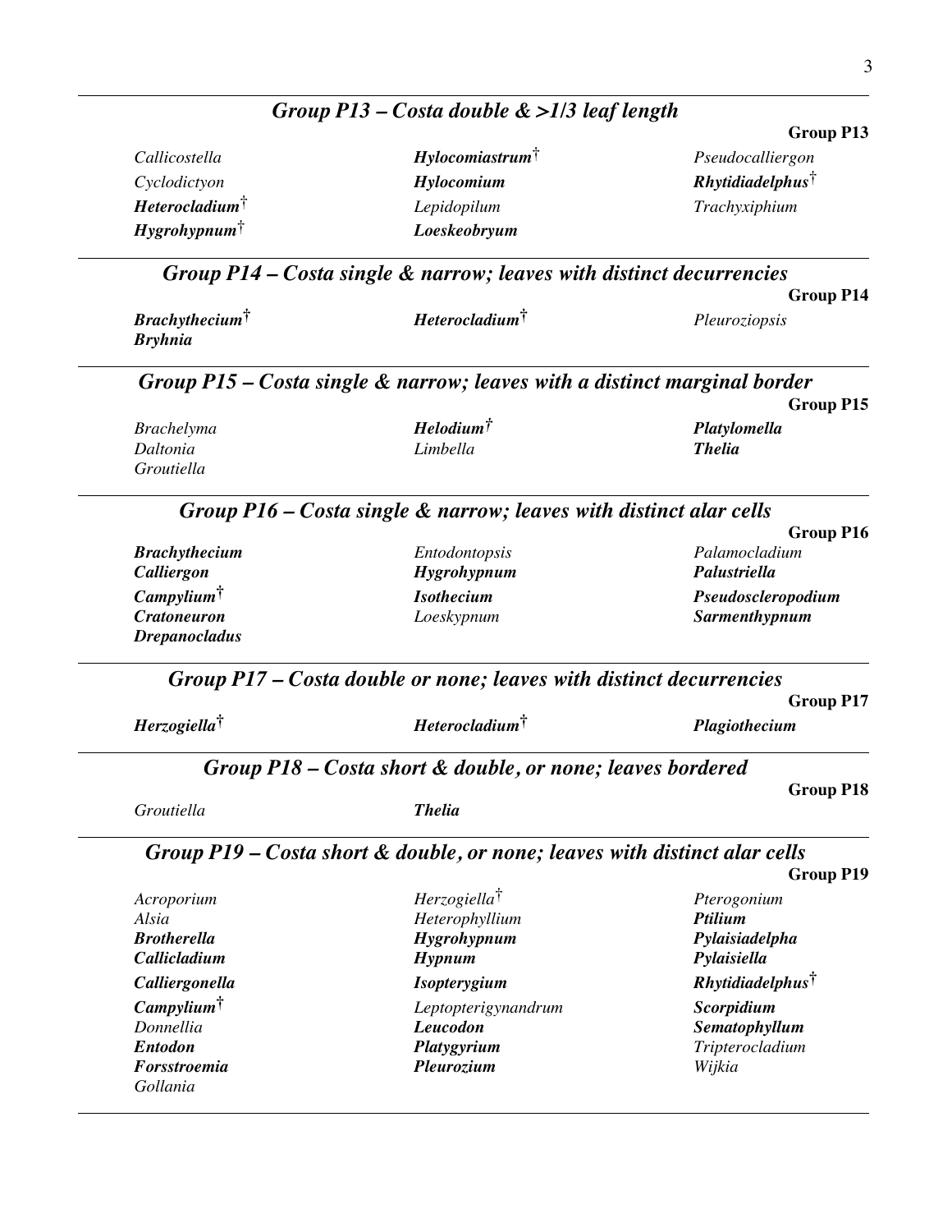## *Group P13 – Costa double & >1/3 leaf length*

**Group P13**

*Callicostella*
*Cyclodictyon*
***Heterocladium***†
***Hygrohypnum***†
***Hylocomiastrum***†
***Hylocomium***
*Lepidopilum*
***Loeskeobryum***
*Pseudocalliergon*
***Rhytidiadelphus***†
*Trachyxiphium*

## *Group P14 – Costa single & narrow; leaves with distinct decurrencies*

**Group P14**

***Brachythecium***†
***Bryhnia***
***Heterocladium***†
*Pleuroziopsis*

## *Group P15 – Costa single & narrow; leaves with a distinct marginal border*

**Group P15**

*Brachelyma*
*Daltonia*
*Groutiella*
***Helodium***†
*Limbella*
***Platylomella***
***Thelia***

## *Group P16 – Costa single & narrow; leaves with distinct alar cells*

**Group P16**

***Brachythecium***
***Calliergon***
***Campylium***†
***Cratoneuron***
***Drepanocladus***
*Entodontopsis*
***Hygrohypnum***
***Isothecium***
*Loeskypnum*
*Palamocladium*
***Palustriella***
***Pseudoscleropodium***
***Sarmenthypnum***

## *Group P17 – Costa double or none; leaves with distinct decurrencies*

**Group P17**

***Herzogiella***†
***Heterocladium***†
***Plagiothecium***

## *Group P18 – Costa short & double, or none; leaves bordered*

**Group P18**

*Groutiella*
***Thelia***

## *Group P19 – Costa short & double, or none; leaves with distinct alar cells*

**Group P19**

*Acroporium*
*Alsia*
***Brotherella***
***Callicladium***
***Calliergonella***
***Campylium***†
*Donnellia*
***Entodon***
***Forsstroemia***
*Gollania*
*Herzogiella*†
*Heterophyllium*
***Hygrohypnum***
***Hypnum***
***Isopterygium***
*Leptopterigynandrum*
***Leucodon***
***Platygyrium***
***Pleurozium***
*Pterogonium*
***Ptilium***
***Pylaisiadelpha***
***Pylaisiella***
***Rhytidiadelphus***†
***Scorpidium***
***Sematophyllum***
*Tripterocladium*
*Wijkia*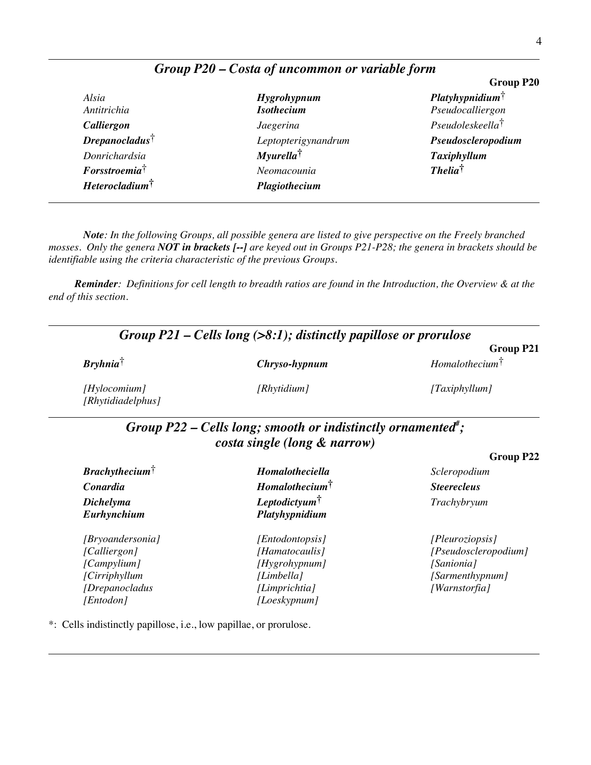## *Group P20 – Costa of uncommon or variable form*

**Group P20**

| | | |
|---|---|---|
| *Alsia* | ***Hygrohypnum*** | ***Platyhypnidium***† |
| *Antitrichia* | ***Isothecium*** | *Pseudocalliergon* |
| ***Calliergon*** | *Jaegerina* | *Pseudoleskeella*† |
| ***Drepanocladus***† | *Leptopterigynandrum* | ***Pseudoscleropodium*** |
| *Donrichardsia* | ***Myurella***† | ***Taxiphyllum*** |
| ***Forsstroemia***† | *Neomacounia* | ***Thelia***† |
| ***Heterocladium***† | ***Plagiothecium*** | |

***Note****: In the following Groups, all possible genera are listed to give perspective on the Freely branched mosses. Only the genera* ***NOT in brackets [--]*** *are keyed out in Groups P21-P28; the genera in brackets should be identifiable using the criteria characteristic of the previous Groups.*

***Reminder****: Definitions for cell length to breadth ratios are found in the Introduction, the Overview & at the end of this section.*

## *Group P21 – Cells long (>8:1); distinctly papillose or prorulose*

**Group P21**

| | | |
|---|---|---|
| ***Bryhnia***† | ***Chryso-hypnum*** | *Homalothecium*† |
| *[Hylocomium]* | *[Rhytidium]* | *[Taxiphyllum]* |
| *[Rhytidiadelphus]* | | |

## *Group P22 – Cells long; smooth or indistinctly ornamented#; costa single (long & narrow)*

**Group P22**

| | | |
|---|---|---|
| ***Brachythecium***† | ***Homalotheciella*** | *Scleropodium* |
| ***Conardia*** | ***Homalothecium***† | ***Steerecleus*** |
| ***Dichelyma*** | ***Leptodictyum***† | *Trachybryum* |
| ***Eurhynchium*** | ***Platyhypnidium*** | |
| *[Bryoandersonia]* | *[Entodontopsis]* | *[Pleuroziopsis]* |
| *[Calliergon]* | *[Hamatocaulis]* | *[Pseudoscleropodium]* |
| *[Campylium]* | *[Hygrohypnum]* | *[Sanionia]* |
| *[Cirriphyllum* | *[Limbella]* | *[Sarmenthypnum]* |
| *[Drepanocladus* | *[Limprichtia]* | *[Warnstorfia]* |
| *[Entodon]* | *[Loeskypnum]* | |

*: Cells indistinctly papillose, i.e., low papillae, or prorulose.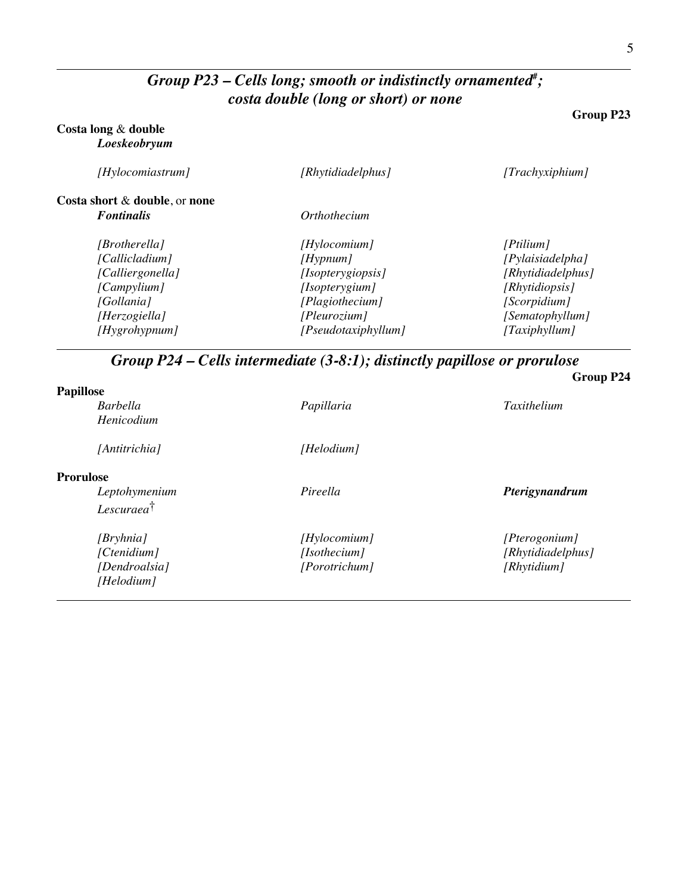## *Group P23 – Cells long; smooth or indistinctly ornamented[#]; costa double (long or short) or none*

**Group P23**

**Costa long** & **double**

***Loeskeobryum***

| | | |
|---|---|---|
| *[Hylocomiastrum]* | *[Rhytidiadelphus]* | *[Trachyxiphium]* |

**Costa short** & **double**, or **none**

| | | |
|---|---|---|
| ***Fontinalis*** | *Orthothecium* | |
| | | |
| *[Brotherella]* | *[Hylocomium]* | *[Ptilium]* |
| *[Callicladium]* | *[Hypnum]* | *[Pylaisiadelpha]* |
| *[Calliergonella]* | *[Isopterygiopsis]* | *[Rhytidiadelphus]* |
| *[Campylium]* | *[Isopterygium]* | *[Rhytidiopsis]* |
| *[Gollania]* | *[Plagiothecium]* | *[Scorpidium]* |
| *[Herzogiella]* | *[Pleurozium]* | *[Sematophyllum]* |
| *[Hygrohypnum]* | *[Pseudotaxiphyllum]* | *[Taxiphyllum]* |

## *Group P24 – Cells intermediate (3-8:1); distinctly papillose or prorulose*

**Group P24**

**Papillose**

| | | |
|---|---|---|
| *Barbella* | *Papillaria* | *Taxithelium* |
| *Henicodium* | | |
| | | |
| *[Antitrichia]* | *[Helodium]* | |

**Prorulose**

| | | |
|---|---|---|
| *Leptohymenium* | *Pireella* | ***Pterigynandrum*** |
| *Lescuraea*[†] | | |
| | | |
| *[Bryhnia]* | *[Hylocomium]* | *[Pterogonium]* |
| *[Ctenidium]* | *[Isothecium]* | *[Rhytidiadelphus]* |
| *[Dendroalsia]* | *[Porotrichum]* | *[Rhytidium]* |
| *[Helodium]* | | |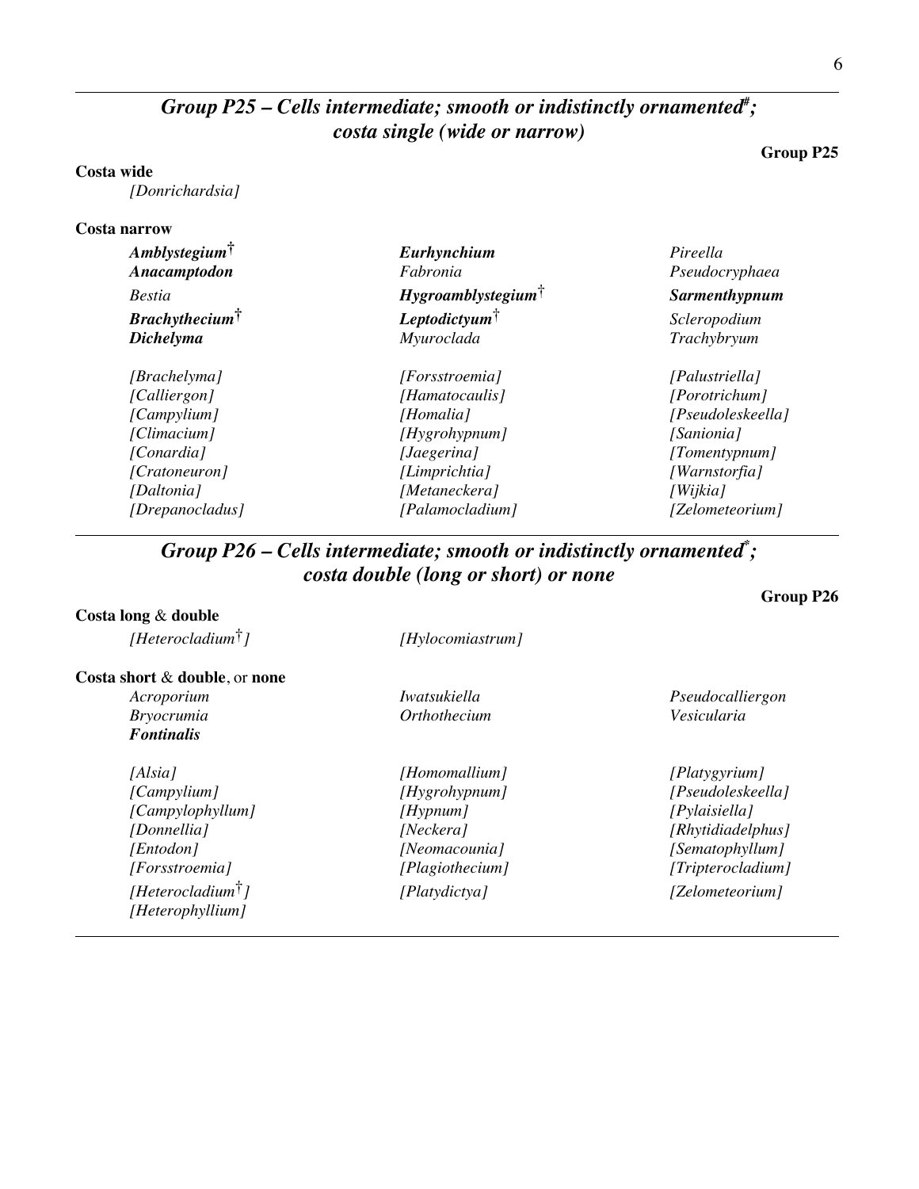## *Group P25 – Cells intermediate; smooth or indistinctly ornamented[#]; costa single (wide or narrow)*

**Group P25**

**Costa wide**

*[Donrichardsia]*

**Costa narrow**

***Amblystegium*†**
***Anacamptodon***
*Bestia*
***Brachythecium*†**
***Dichelyma***
***Eurhynchium***
*Fabronia*
***Hygroamblystegium*†**
***Leptodictyum*†**
*Myuroclada*
*Pireella*
*Pseudocryphaea*
***Sarmenthypnum***
*Scleropodium*
*Trachybryum*

*[Brachelyma]*
*[Calliergon]*
*[Campylium]*
*[Climacium]*
*[Conardia]*
*[Cratoneuron]*
*[Daltonia]*
*[Drepanocladus]*
*[Forsstroemia]*
*[Hamatocaulis]*
*[Homalia]*
*[Hygrohypnum]*
*[Jaegerina]*
*[Limprichtia]*
*[Metaneckera]*
*[Palamocladium]*
*[Palustriella]*
*[Porotrichum]*
*[Pseudoleskeella]*
*[Sanionia]*
*[Tomentypnum]*
*[Warnstorfia]*
*[Wijkia]*
*[Zelometeorium]*

## *Group P26 – Cells intermediate; smooth or indistinctly ornamented[*]; costa double (long or short) or none*

**Group P26**

**Costa long** & **double**

*[Heterocladium†]*
*[Hylocomiastrum]*

**Costa short** & **double**, or **none**

*Acroporium*
*Bryocrumia*
***Fontinalis***
*Iwatsukiella*
*Orthothecium*
*Pseudocalliergon*
*Vesicularia*

*[Alsia]*
*[Campylium]*
*[Campylophyllum]*
*[Donnellia]*
*[Entodon]*
*[Forsstroemia]*
*[Heterocladium†]*
*[Heterophyllium]*
*[Homomallium]*
*[Hygrohypnum]*
*[Hypnum]*
*[Neckera]*
*[Neomacounia]*
*[Plagiothecium]*
*[Platydictya]*
*[Platygyrium]*
*[Pseudoleskeella]*
*[Pylaisiella]*
*[Rhytidiadelphus]*
*[Sematophyllum]*
*[Tripterocladium]*
*[Zelometeorium]*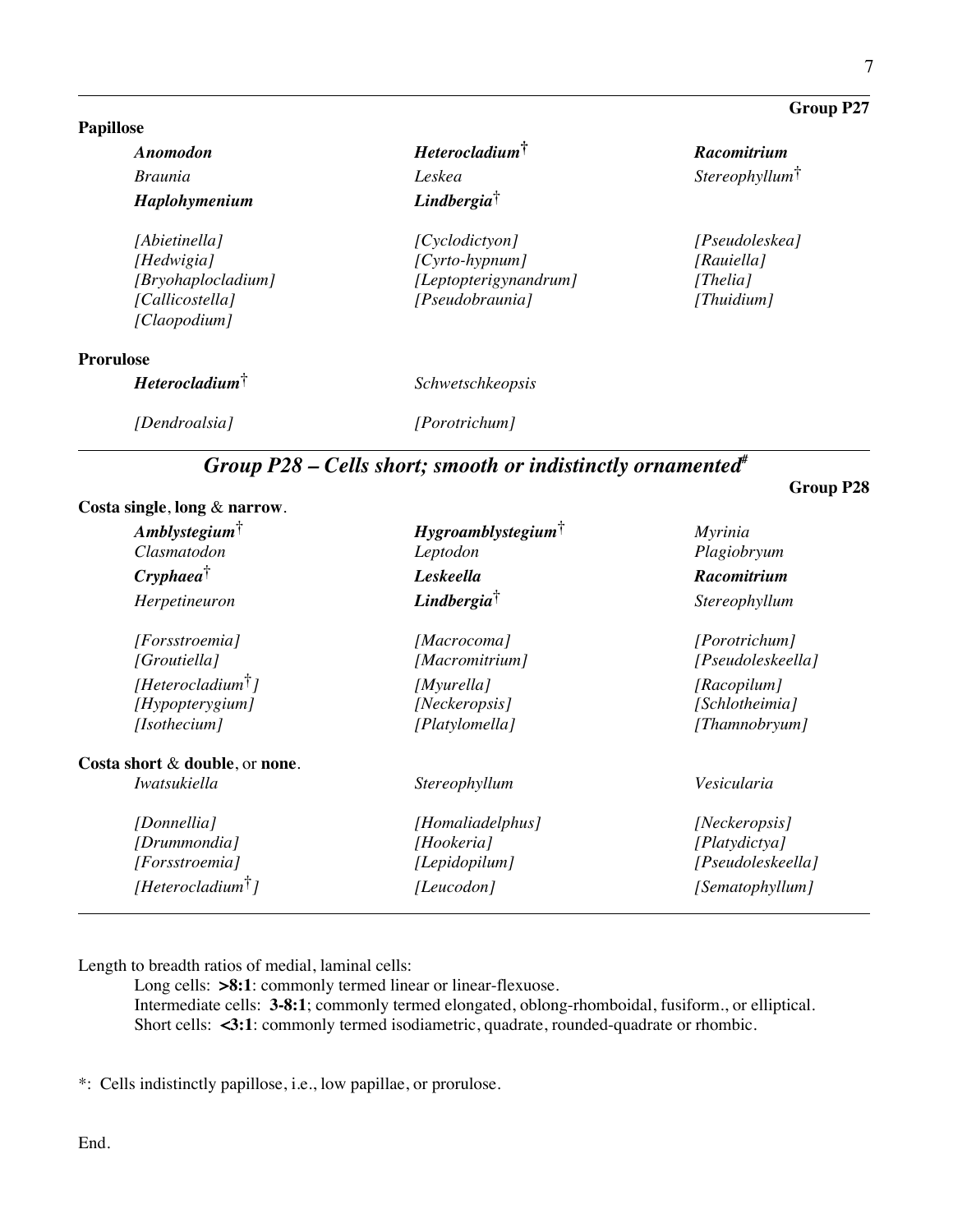**Group P27**

**Papillose**

***Anomodon*** ***Heterocladium*†** ***Racomitrium***
*Braunia* *Leskea* *Stereophyllum*†
***Haplohymenium*** ***Lindbergia*†**

*[Abietinella]* *[Cyclodictyon]* *[Pseudoleskea]*
*[Hedwigia]* *[Cyrto-hypnum]* *[Rauiella]*
*[Bryohaplocladium]* *[Leptopterigynandrum]* *[Thelia]*
*[Callicostella]* *[Pseudobraunia]* *[Thuidium]*
*[Claopodium]*

**Prorulose**

***Heterocladium*†** *Schwetschkeopsis*

*[Dendroalsia]* *[Porotrichum]*

## *Group P28 – Cells short; smooth or indistinctly ornamented*#

**Group P28**

**Costa single**, **long** & **narrow**.

***Amblystegium*†** ***Hygroamblystegium*†** *Myrinia*
*Clasmatodon* *Leptodon* *Plagiobryum*
***Cryphaea*†** ***Leskeella*** ***Racomitrium***
*Herpetineuron* ***Lindbergia*†** *Stereophyllum*

*[Forsstroemia]* *[Macrocoma]* *[Porotrichum]*
*[Groutiella]* *[Macromitrium]* *[Pseudoleskeella]*
*[Heterocladium†]* *[Myurella]* *[Racopilum]*
*[Hypopterygium]* *[Neckeropsis]* *[Schlotheimia]*
*[Isothecium]* *[Platylomella]* *[Thamnobryum]*

**Costa short** & **double**, or **none**.

*Iwatsukiella* *Stereophyllum* *Vesicularia*

*[Donnellia]* *[Homaliadelphus]* *[Neckeropsis]*
*[Drummondia]* *[Hookeria]* *[Platydictya]*
*[Forsstroemia]* *[Lepidopilum]* *[Pseudoleskeella]*
*[Heterocladium†]* *[Leucodon]* *[Sematophyllum]*

---

Length to breadth ratios of medial, laminal cells:

Long cells: **>8:1**: commonly termed linear or linear-flexuose.
Intermediate cells: **3-8:1**; commonly termed elongated, oblong-rhomboidal, fusiform., or elliptical.
Short cells: **<3:1**: commonly termed isodiametric, quadrate, rounded-quadrate or rhombic.

*: Cells indistinctly papillose, i.e., low papillae, or prorulose.

End.